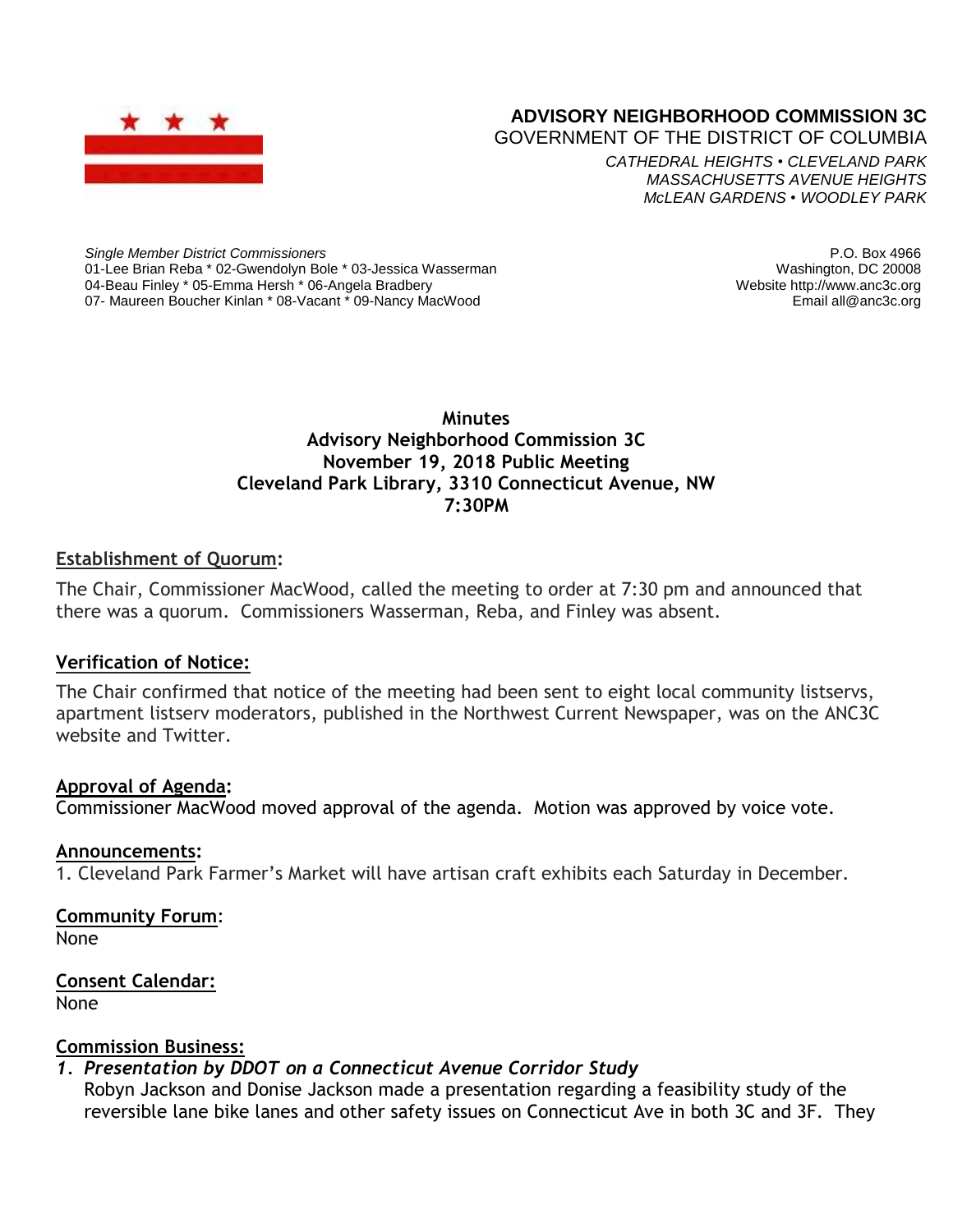**ADVISORY NEIGHBORHOOD COMMISSION 3C**
GOVERNMENT OF THE DISTRICT OF COLUMBIA
*CATHEDRAL HEIGHTS • CLEVELAND PARK*
*MASSACHUSETTS AVENUE HEIGHTS*
*McLEAN GARDENS • WOODLEY PARK*

*Single Member District Commissioners*
01-Lee Brian Reba * 02-Gwendolyn Bole * 03-Jessica Wasserman
04-Beau Finley * 05-Emma Hersh * 06-Angela Bradbery
07- Maureen Boucher Kinlan * 08-Vacant * 09-Nancy MacWood

P.O. Box 4966
Washington, DC 20008
Website http://www.anc3c.org
Email all@anc3c.org

**Minutes**
**Advisory Neighborhood Commission 3C**
**November 19, 2018 Public Meeting**
**Cleveland Park Library, 3310 Connecticut Avenue, NW**
**7:30PM**

**Establishment of Quorum:**

The Chair, Commissioner MacWood, called the meeting to order at 7:30 pm and announced that there was a quorum. Commissioners Wasserman, Reba, and Finley was absent.

**Verification of Notice:**

The Chair confirmed that notice of the meeting had been sent to eight local community listservs, apartment listserv moderators, published in the Northwest Current Newspaper, was on the ANC3C website and Twitter.

**Approval of Agenda:**
Commissioner MacWood moved approval of the agenda. Motion was approved by voice vote.

**Announcements:**
1. Cleveland Park Farmer's Market will have artisan craft exhibits each Saturday in December.

**Community Forum:**
None

**Consent Calendar:**
None

**Commission Business:**

1. ***Presentation by DDOT on a Connecticut Avenue Corridor Study***
   Robyn Jackson and Donise Jackson made a presentation regarding a feasibility study of the reversible lane bike lanes and other safety issues on Connecticut Ave in both 3C and 3F. They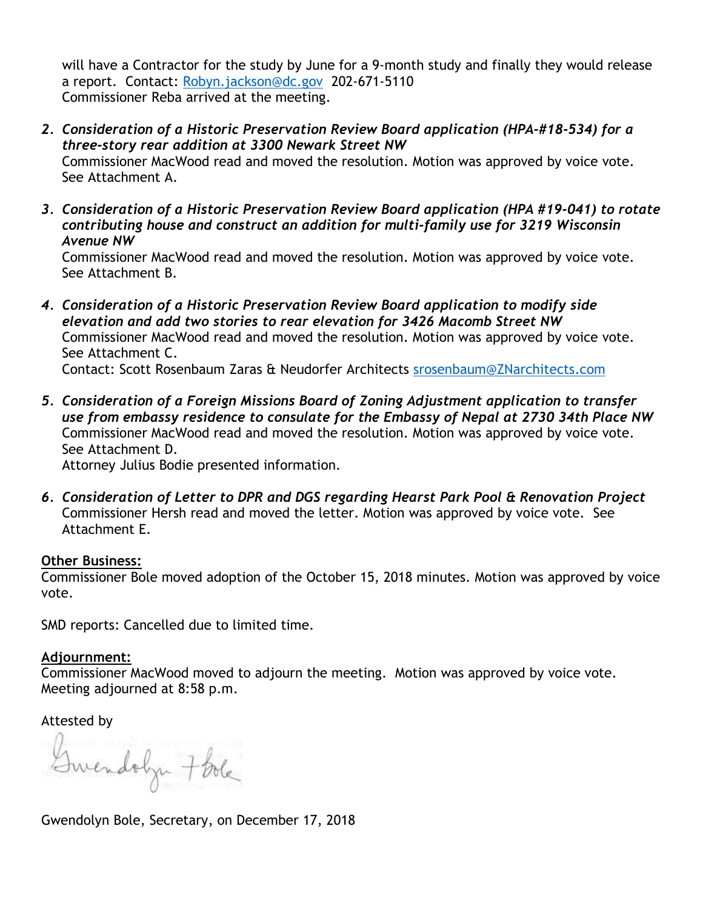will have a Contractor for the study by June for a 9-month study and finally they would release a report. Contact: Robyn.jackson@dc.gov 202-671-5110
Commissioner Reba arrived at the meeting.

2. ***Consideration of a Historic Preservation Review Board application (HPA-#18-534) for a three-story rear addition at 3300 Newark Street NW***
   Commissioner MacWood read and moved the resolution. Motion was approved by voice vote. See Attachment A.

3. ***Consideration of a Historic Preservation Review Board application (HPA #19-041) to rotate contributing house and construct an addition for multi-family use for 3219 Wisconsin Avenue NW***
   Commissioner MacWood read and moved the resolution. Motion was approved by voice vote. See Attachment B.

4. ***Consideration of a Historic Preservation Review Board application to modify side elevation and add two stories to rear elevation for 3426 Macomb Street NW***
   Commissioner MacWood read and moved the resolution. Motion was approved by voice vote. See Attachment C.
   Contact: Scott Rosenbaum Zaras & Neudorfer Architects srosenbaum@ZNarchitects.com

5. ***Consideration of a Foreign Missions Board of Zoning Adjustment application to transfer use from embassy residence to consulate for the Embassy of Nepal at 2730 34th Place NW***
   Commissioner MacWood read and moved the resolution. Motion was approved by voice vote. See Attachment D.
   Attorney Julius Bodie presented information.

6. ***Consideration of Letter to DPR and DGS regarding Hearst Park Pool & Renovation Project***
   Commissioner Hersh read and moved the letter. Motion was approved by voice vote. See Attachment E.

**Other Business:**
Commissioner Bole moved adoption of the October 15, 2018 minutes. Motion was approved by voice vote.

SMD reports: Cancelled due to limited time.

**Adjournment:**
Commissioner MacWood moved to adjourn the meeting. Motion was approved by voice vote.
Meeting adjourned at 8:58 p.m.

Attested by

Gwendolyn F Bole

Gwendolyn Bole, Secretary, on December 17, 2018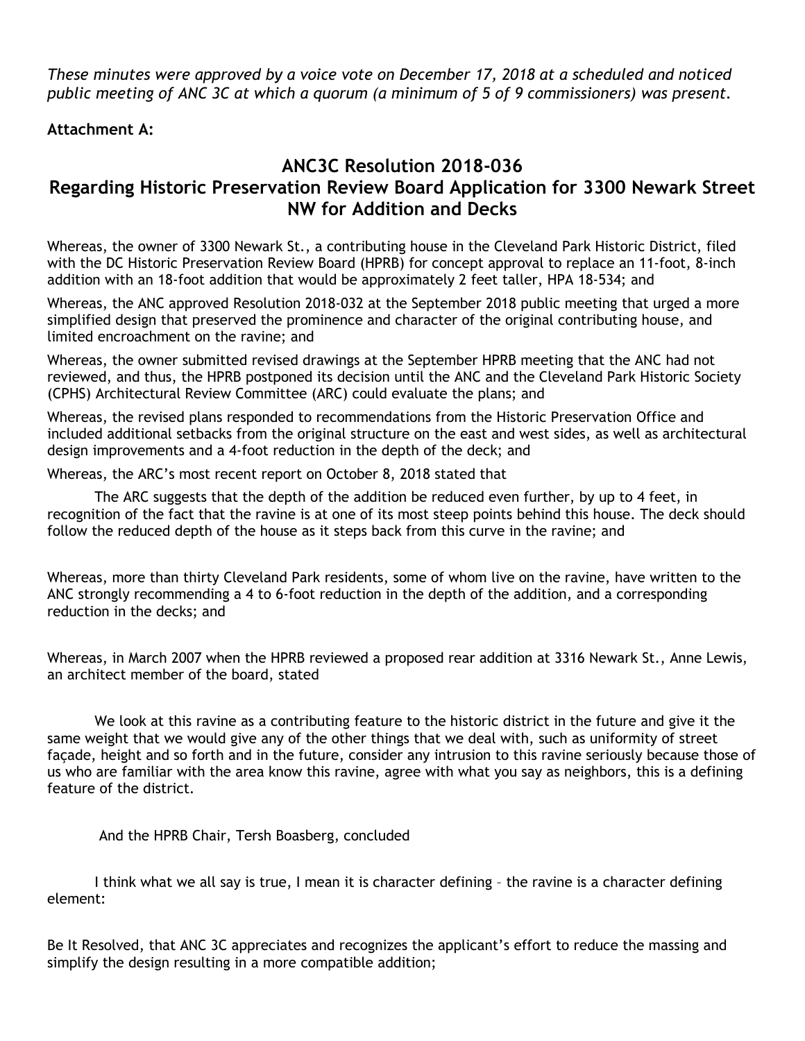*These minutes were approved by a voice vote on December 17, 2018 at a scheduled and noticed public meeting of ANC 3C at which a quorum (a minimum of 5 of 9 commissioners) was present.*

**Attachment A:**

## ANC3C Resolution 2018-036
## Regarding Historic Preservation Review Board Application for 3300 Newark Street NW for Addition and Decks

Whereas, the owner of 3300 Newark St., a contributing house in the Cleveland Park Historic District, filed with the DC Historic Preservation Review Board (HPRB) for concept approval to replace an 11-foot, 8-inch addition with an 18-foot addition that would be approximately 2 feet taller, HPA 18-534; and

Whereas, the ANC approved Resolution 2018-032 at the September 2018 public meeting that urged a more simplified design that preserved the prominence and character of the original contributing house, and limited encroachment on the ravine; and

Whereas, the owner submitted revised drawings at the September HPRB meeting that the ANC had not reviewed, and thus, the HPRB postponed its decision until the ANC and the Cleveland Park Historic Society (CPHS) Architectural Review Committee (ARC) could evaluate the plans; and

Whereas, the revised plans responded to recommendations from the Historic Preservation Office and included additional setbacks from the original structure on the east and west sides, as well as architectural design improvements and a 4-foot reduction in the depth of the deck; and

Whereas, the ARC's most recent report on October 8, 2018 stated that

> The ARC suggests that the depth of the addition be reduced even further, by up to 4 feet, in recognition of the fact that the ravine is at one of its most steep points behind this house. The deck should follow the reduced depth of the house as it steps back from this curve in the ravine; and

Whereas, more than thirty Cleveland Park residents, some of whom live on the ravine, have written to the ANC strongly recommending a 4 to 6-foot reduction in the depth of the addition, and a corresponding reduction in the decks; and

Whereas, in March 2007 when the HPRB reviewed a proposed rear addition at 3316 Newark St., Anne Lewis, an architect member of the board, stated

> We look at this ravine as a contributing feature to the historic district in the future and give it the same weight that we would give any of the other things that we deal with, such as uniformity of street façade, height and so forth and in the future, consider any intrusion to this ravine seriously because those of us who are familiar with the area know this ravine, agree with what you say as neighbors, this is a defining feature of the district.

And the HPRB Chair, Tersh Boasberg, concluded

> I think what we all say is true, I mean it is character defining – the ravine is a character defining element:

Be It Resolved, that ANC 3C appreciates and recognizes the applicant's effort to reduce the massing and simplify the design resulting in a more compatible addition;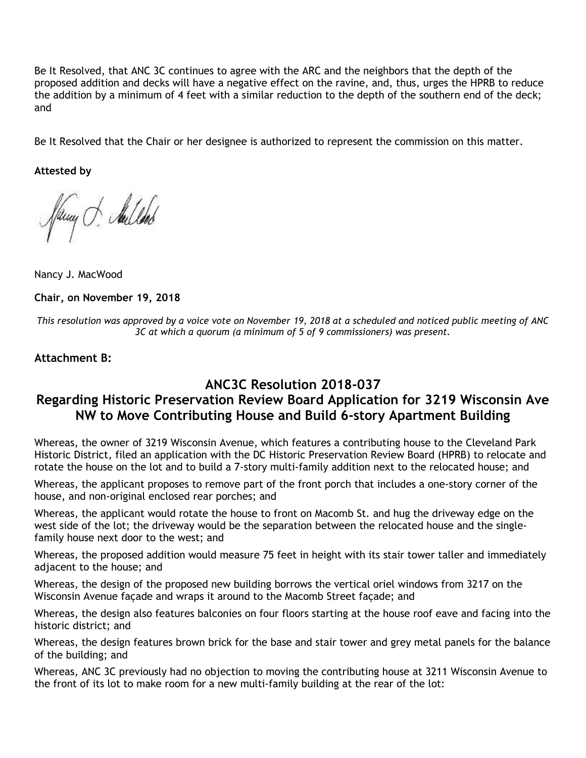Be It Resolved, that ANC 3C continues to agree with the ARC and the neighbors that the depth of the proposed addition and decks will have a negative effect on the ravine, and, thus, urges the HPRB to reduce the addition by a minimum of 4 feet with a similar reduction to the depth of the southern end of the deck; and

Be It Resolved that the Chair or her designee is authorized to represent the commission on this matter.

**Attested by**

Nancy J. MacWood

**Chair, on November 19, 2018**

*This resolution was approved by a voice vote on November 19, 2018 at a scheduled and noticed public meeting of ANC 3C at which a quorum (a minimum of 5 of 9 commissioners) was present.*

**Attachment B:**

## ANC3C Resolution 2018-037
## Regarding Historic Preservation Review Board Application for 3219 Wisconsin Ave NW to Move Contributing House and Build 6-story Apartment Building

Whereas, the owner of 3219 Wisconsin Avenue, which features a contributing house to the Cleveland Park Historic District, filed an application with the DC Historic Preservation Review Board (HPRB) to relocate and rotate the house on the lot and to build a 7-story multi-family addition next to the relocated house; and

Whereas, the applicant proposes to remove part of the front porch that includes a one-story corner of the house, and non-original enclosed rear porches; and

Whereas, the applicant would rotate the house to front on Macomb St. and hug the driveway edge on the west side of the lot; the driveway would be the separation between the relocated house and the single-family house next door to the west; and

Whereas, the proposed addition would measure 75 feet in height with its stair tower taller and immediately adjacent to the house; and

Whereas, the design of the proposed new building borrows the vertical oriel windows from 3217 on the Wisconsin Avenue façade and wraps it around to the Macomb Street façade; and

Whereas, the design also features balconies on four floors starting at the house roof eave and facing into the historic district; and

Whereas, the design features brown brick for the base and stair tower and grey metal panels for the balance of the building; and

Whereas, ANC 3C previously had no objection to moving the contributing house at 3211 Wisconsin Avenue to the front of its lot to make room for a new multi-family building at the rear of the lot: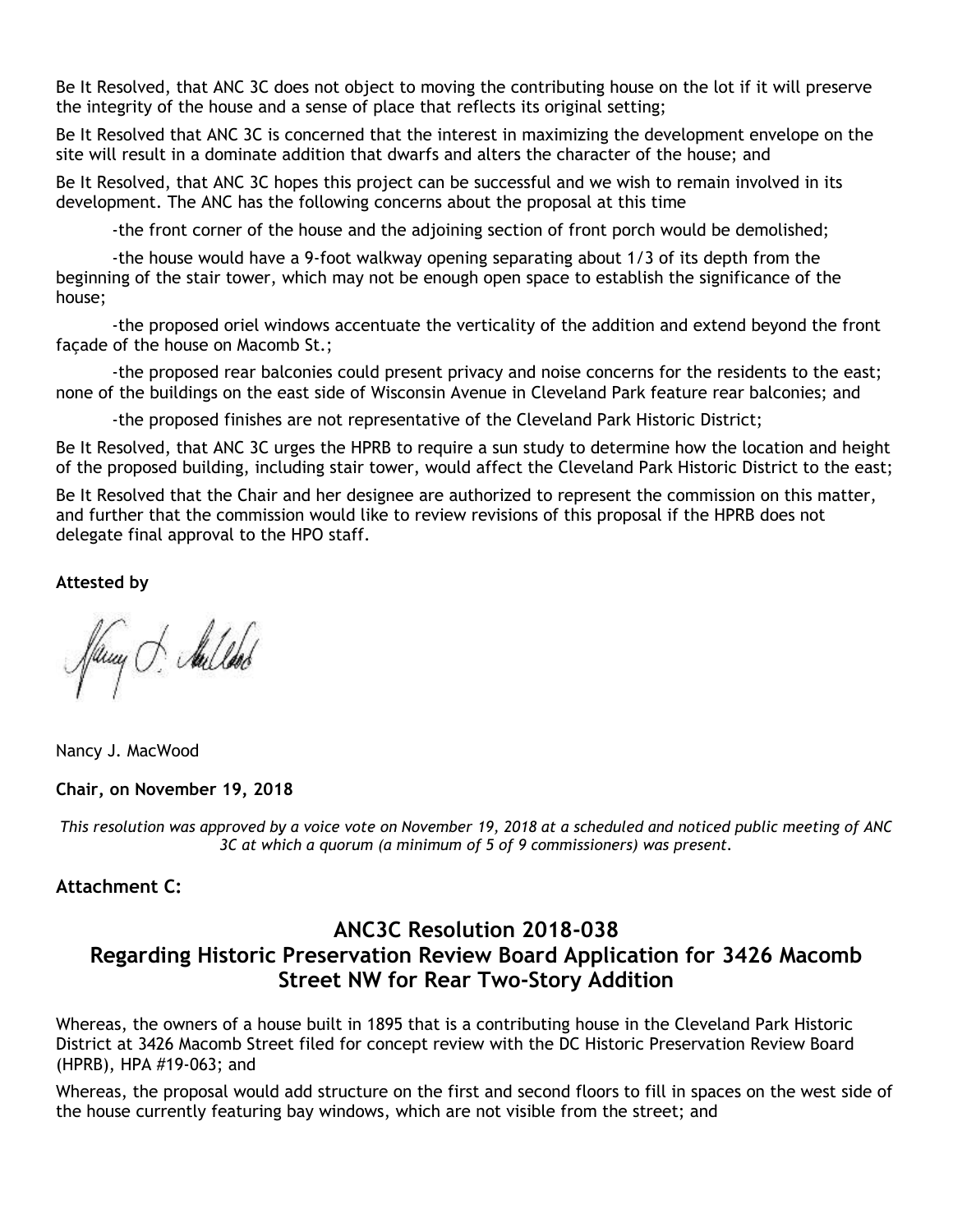Be It Resolved, that ANC 3C does not object to moving the contributing house on the lot if it will preserve the integrity of the house and a sense of place that reflects its original setting;

Be It Resolved that ANC 3C is concerned that the interest in maximizing the development envelope on the site will result in a dominate addition that dwarfs and alters the character of the house; and

Be It Resolved, that ANC 3C hopes this project can be successful and we wish to remain involved in its development. The ANC has the following concerns about the proposal at this time

-the front corner of the house and the adjoining section of front porch would be demolished;

-the house would have a 9-foot walkway opening separating about 1/3 of its depth from the beginning of the stair tower, which may not be enough open space to establish the significance of the house;

-the proposed oriel windows accentuate the verticality of the addition and extend beyond the front façade of the house on Macomb St.;

-the proposed rear balconies could present privacy and noise concerns for the residents to the east; none of the buildings on the east side of Wisconsin Avenue in Cleveland Park feature rear balconies; and

-the proposed finishes are not representative of the Cleveland Park Historic District;

Be It Resolved, that ANC 3C urges the HPRB to require a sun study to determine how the location and height of the proposed building, including stair tower, would affect the Cleveland Park Historic District to the east;

Be It Resolved that the Chair and her designee are authorized to represent the commission on this matter, and further that the commission would like to review revisions of this proposal if the HPRB does not delegate final approval to the HPO staff.

**Attested by**

Nancy J. MacWood

**Chair, on November 19, 2018**

*This resolution was approved by a voice vote on November 19, 2018 at a scheduled and noticed public meeting of ANC 3C at which a quorum (a minimum of 5 of 9 commissioners) was present.*

**Attachment C:**

## ANC3C Resolution 2018-038
## Regarding Historic Preservation Review Board Application for 3426 Macomb Street NW for Rear Two-Story Addition

Whereas, the owners of a house built in 1895 that is a contributing house in the Cleveland Park Historic District at 3426 Macomb Street filed for concept review with the DC Historic Preservation Review Board (HPRB), HPA #19-063; and

Whereas, the proposal would add structure on the first and second floors to fill in spaces on the west side of the house currently featuring bay windows, which are not visible from the street; and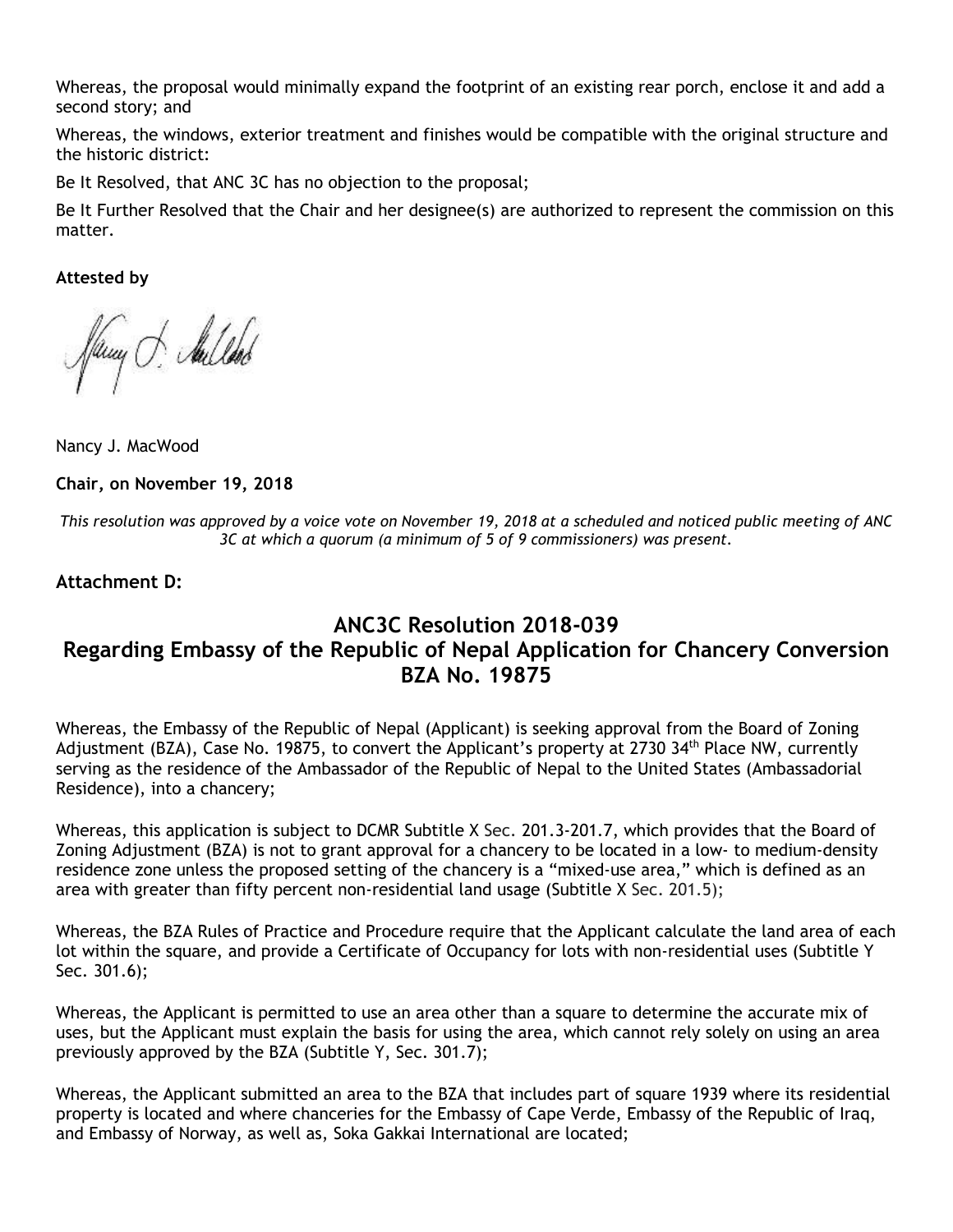Whereas, the proposal would minimally expand the footprint of an existing rear porch, enclose it and add a second story; and

Whereas, the windows, exterior treatment and finishes would be compatible with the original structure and the historic district:

Be It Resolved, that ANC 3C has no objection to the proposal;

Be It Further Resolved that the Chair and her designee(s) are authorized to represent the commission on this matter.

**Attested by**

Nancy J. MacWood

**Chair, on November 19, 2018**

*This resolution was approved by a voice vote on November 19, 2018 at a scheduled and noticed public meeting of ANC 3C at which a quorum (a minimum of 5 of 9 commissioners) was present.*

**Attachment D:**

## ANC3C Resolution 2018-039
## Regarding Embassy of the Republic of Nepal Application for Chancery Conversion
## BZA No. 19875

Whereas, the Embassy of the Republic of Nepal (Applicant) is seeking approval from the Board of Zoning Adjustment (BZA), Case No. 19875, to convert the Applicant's property at 2730 34th Place NW, currently serving as the residence of the Ambassador of the Republic of Nepal to the United States (Ambassadorial Residence), into a chancery;

Whereas, this application is subject to DCMR Subtitle X Sec. 201.3-201.7, which provides that the Board of Zoning Adjustment (BZA) is not to grant approval for a chancery to be located in a low- to medium-density residence zone unless the proposed setting of the chancery is a "mixed-use area," which is defined as an area with greater than fifty percent non-residential land usage (Subtitle X Sec. 201.5);

Whereas, the BZA Rules of Practice and Procedure require that the Applicant calculate the land area of each lot within the square, and provide a Certificate of Occupancy for lots with non-residential uses (Subtitle Y Sec. 301.6);

Whereas, the Applicant is permitted to use an area other than a square to determine the accurate mix of uses, but the Applicant must explain the basis for using the area, which cannot rely solely on using an area previously approved by the BZA (Subtitle Y, Sec. 301.7);

Whereas, the Applicant submitted an area to the BZA that includes part of square 1939 where its residential property is located and where chanceries for the Embassy of Cape Verde, Embassy of the Republic of Iraq, and Embassy of Norway, as well as, Soka Gakkai International are located;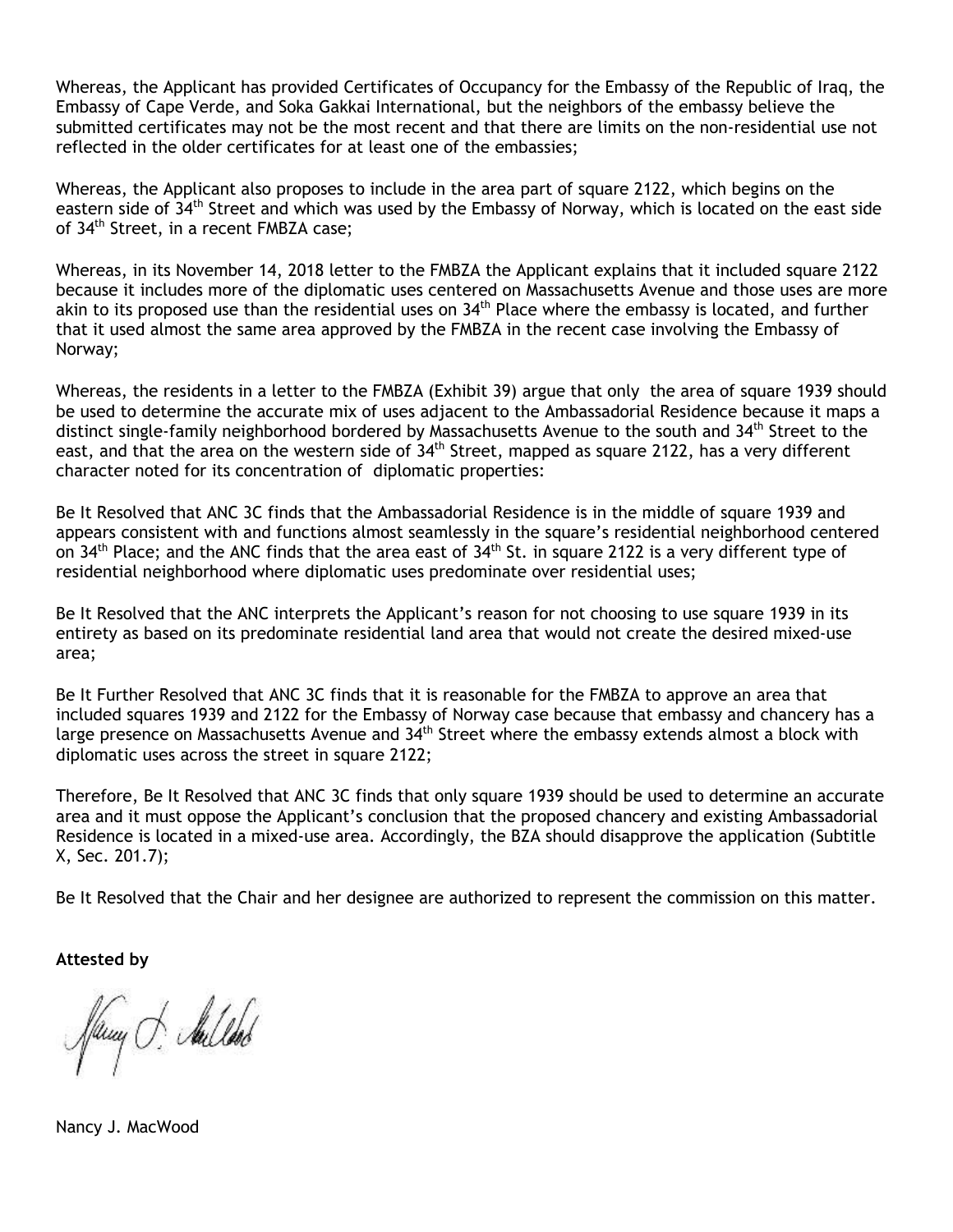Whereas, the Applicant has provided Certificates of Occupancy for the Embassy of the Republic of Iraq, the Embassy of Cape Verde, and Soka Gakkai International, but the neighbors of the embassy believe the submitted certificates may not be the most recent and that there are limits on the non-residential use not reflected in the older certificates for at least one of the embassies;

Whereas, the Applicant also proposes to include in the area part of square 2122, which begins on the eastern side of 34th Street and which was used by the Embassy of Norway, which is located on the east side of 34th Street, in a recent FMBZA case;

Whereas, in its November 14, 2018 letter to the FMBZA the Applicant explains that it included square 2122 because it includes more of the diplomatic uses centered on Massachusetts Avenue and those uses are more akin to its proposed use than the residential uses on 34th Place where the embassy is located, and further that it used almost the same area approved by the FMBZA in the recent case involving the Embassy of Norway;

Whereas, the residents in a letter to the FMBZA (Exhibit 39) argue that only the area of square 1939 should be used to determine the accurate mix of uses adjacent to the Ambassadorial Residence because it maps a distinct single-family neighborhood bordered by Massachusetts Avenue to the south and 34th Street to the east, and that the area on the western side of 34th Street, mapped as square 2122, has a very different character noted for its concentration of diplomatic properties:

Be It Resolved that ANC 3C finds that the Ambassadorial Residence is in the middle of square 1939 and appears consistent with and functions almost seamlessly in the square's residential neighborhood centered on 34th Place; and the ANC finds that the area east of 34th St. in square 2122 is a very different type of residential neighborhood where diplomatic uses predominate over residential uses;

Be It Resolved that the ANC interprets the Applicant's reason for not choosing to use square 1939 in its entirety as based on its predominate residential land area that would not create the desired mixed-use area;

Be It Further Resolved that ANC 3C finds that it is reasonable for the FMBZA to approve an area that included squares 1939 and 2122 for the Embassy of Norway case because that embassy and chancery has a large presence on Massachusetts Avenue and 34th Street where the embassy extends almost a block with diplomatic uses across the street in square 2122;

Therefore, Be It Resolved that ANC 3C finds that only square 1939 should be used to determine an accurate area and it must oppose the Applicant's conclusion that the proposed chancery and existing Ambassadorial Residence is located in a mixed-use area. Accordingly, the BZA should disapprove the application (Subtitle X, Sec. 201.7);

Be It Resolved that the Chair and her designee are authorized to represent the commission on this matter.

**Attested by**

Nancy J. MacWood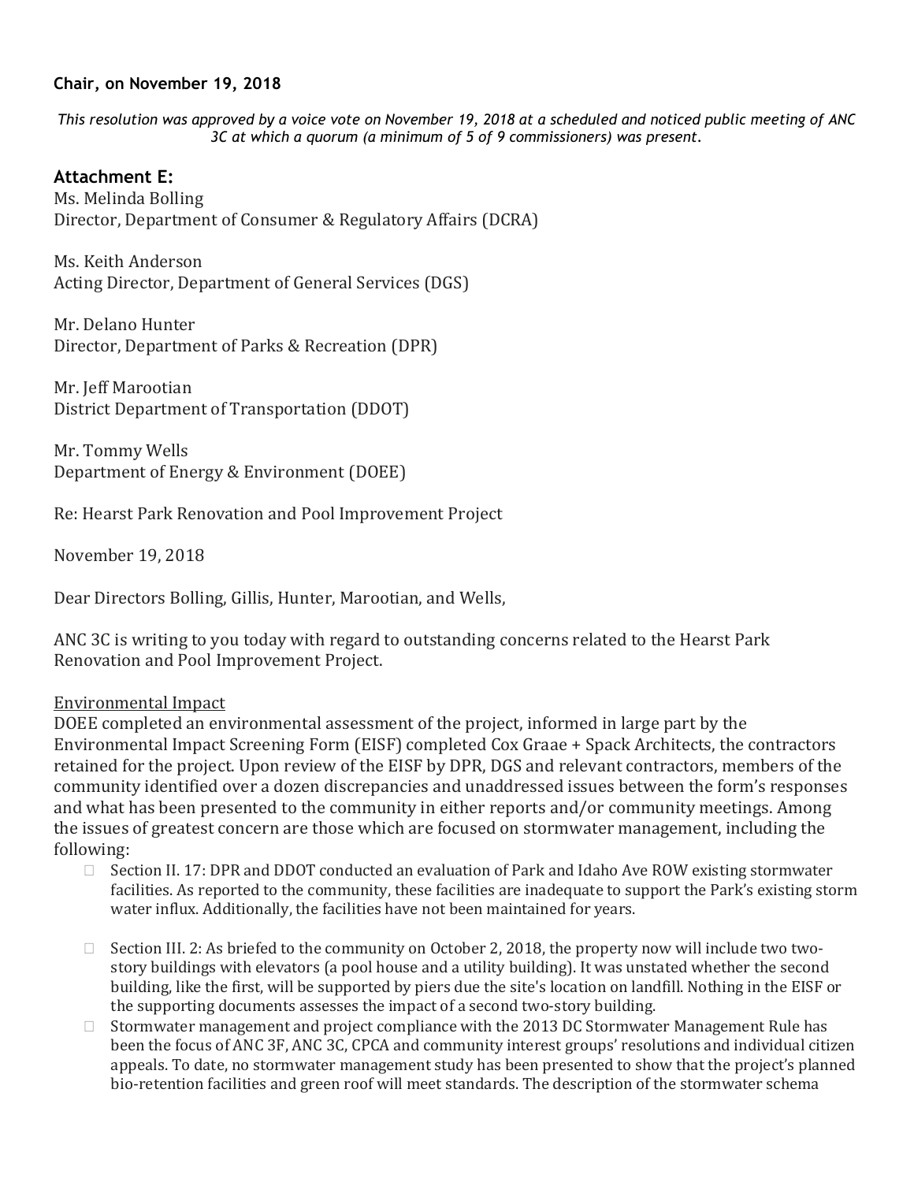**Chair, on November 19, 2018**

*This resolution was approved by a voice vote on November 19, 2018 at a scheduled and noticed public meeting of ANC 3C at which a quorum (a minimum of 5 of 9 commissioners) was present.*

## Attachment E:

Ms. Melinda Bolling
Director, Department of Consumer & Regulatory Affairs (DCRA)

Ms. Keith Anderson
Acting Director, Department of General Services (DGS)

Mr. Delano Hunter
Director, Department of Parks & Recreation (DPR)

Mr. Jeff Marootian
District Department of Transportation (DDOT)

Mr. Tommy Wells
Department of Energy & Environment (DOEE)

Re: Hearst Park Renovation and Pool Improvement Project

November 19, 2018

Dear Directors Bolling, Gillis, Hunter, Marootian, and Wells,

ANC 3C is writing to you today with regard to outstanding concerns related to the Hearst Park Renovation and Pool Improvement Project.

<u>Environmental Impact</u>

DOEE completed an environmental assessment of the project, informed in large part by the Environmental Impact Screening Form (EISF) completed Cox Graae + Spack Architects, the contractors retained for the project. Upon review of the EISF by DPR, DGS and relevant contractors, members of the community identified over a dozen discrepancies and unaddressed issues between the form's responses and what has been presented to the community in either reports and/or community meetings. Among the issues of greatest concern are those which are focused on stormwater management, including the following:

- Section II. 17: DPR and DDOT conducted an evaluation of Park and Idaho Ave ROW existing stormwater facilities. As reported to the community, these facilities are inadequate to support the Park's existing storm water influx. Additionally, the facilities have not been maintained for years.
- Section III. 2: As briefed to the community on October 2, 2018, the property now will include two two-story buildings with elevators (a pool house and a utility building). It was unstated whether the second building, like the first, will be supported by piers due the site's location on landfill. Nothing in the EISF or the supporting documents assesses the impact of a second two-story building.
- Stormwater management and project compliance with the 2013 DC Stormwater Management Rule has been the focus of ANC 3F, ANC 3C, CPCA and community interest groups' resolutions and individual citizen appeals. To date, no stormwater management study has been presented to show that the project's planned bio-retention facilities and green roof will meet standards. The description of the stormwater schema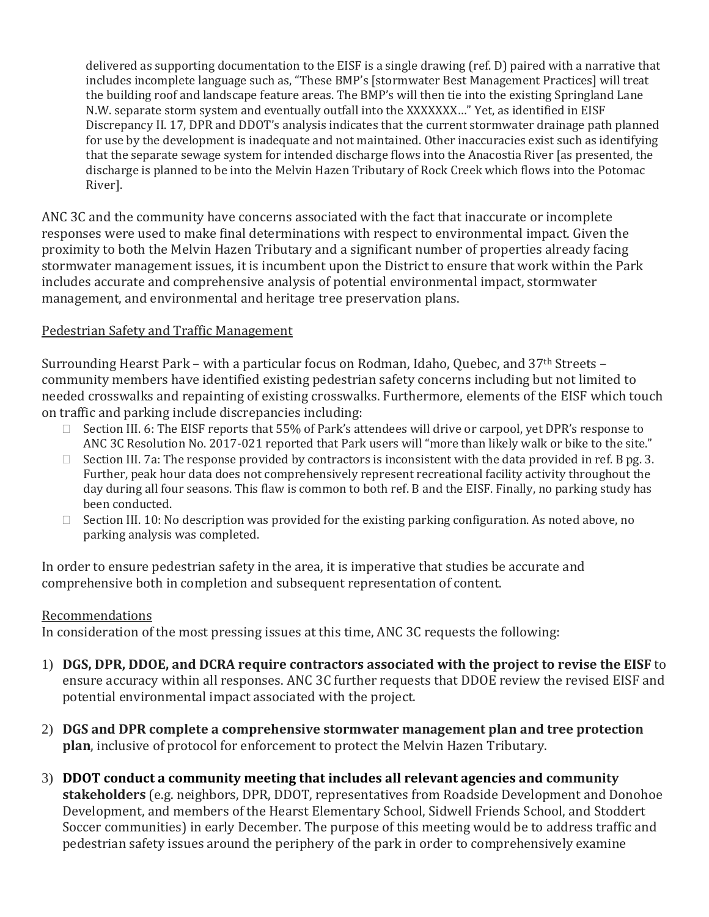delivered as supporting documentation to the EISF is a single drawing (ref. D) paired with a narrative that includes incomplete language such as, "These BMP's [stormwater Best Management Practices] will treat the building roof and landscape feature areas. The BMP's will then tie into the existing Springland Lane N.W. separate storm system and eventually outfall into the XXXXXXX…" Yet, as identified in EISF Discrepancy II. 17, DPR and DDOT's analysis indicates that the current stormwater drainage path planned for use by the development is inadequate and not maintained. Other inaccuracies exist such as identifying that the separate sewage system for intended discharge flows into the Anacostia River [as presented, the discharge is planned to be into the Melvin Hazen Tributary of Rock Creek which flows into the Potomac River].

ANC 3C and the community have concerns associated with the fact that inaccurate or incomplete responses were used to make final determinations with respect to environmental impact. Given the proximity to both the Melvin Hazen Tributary and a significant number of properties already facing stormwater management issues, it is incumbent upon the District to ensure that work within the Park includes accurate and comprehensive analysis of potential environmental impact, stormwater management, and environmental and heritage tree preservation plans.

<u>Pedestrian Safety and Traffic Management</u>

Surrounding Hearst Park – with a particular focus on Rodman, Idaho, Quebec, and 37th Streets – community members have identified existing pedestrian safety concerns including but not limited to needed crosswalks and repainting of existing crosswalks. Furthermore, elements of the EISF which touch on traffic and parking include discrepancies including:

- Section III. 6: The EISF reports that 55% of Park's attendees will drive or carpool, yet DPR's response to ANC 3C Resolution No. 2017-021 reported that Park users will "more than likely walk or bike to the site."
- Section III. 7a: The response provided by contractors is inconsistent with the data provided in ref. B pg. 3. Further, peak hour data does not comprehensively represent recreational facility activity throughout the day during all four seasons. This flaw is common to both ref. B and the EISF. Finally, no parking study has been conducted.
- Section III. 10: No description was provided for the existing parking configuration. As noted above, no parking analysis was completed.

In order to ensure pedestrian safety in the area, it is imperative that studies be accurate and comprehensive both in completion and subsequent representation of content.

<u>Recommendations</u>

In consideration of the most pressing issues at this time, ANC 3C requests the following:

1) **DGS, DPR, DDOE, and DCRA require contractors associated with the project to revise the EISF** to ensure accuracy within all responses. ANC 3C further requests that DDOE review the revised EISF and potential environmental impact associated with the project.

2) **DGS and DPR complete a comprehensive stormwater management plan and tree protection plan**, inclusive of protocol for enforcement to protect the Melvin Hazen Tributary.

3) **DDOT conduct a community meeting that includes all relevant agencies and community stakeholders** (e.g. neighbors, DPR, DDOT, representatives from Roadside Development and Donohoe Development, and members of the Hearst Elementary School, Sidwell Friends School, and Stoddert Soccer communities) in early December. The purpose of this meeting would be to address traffic and pedestrian safety issues around the periphery of the park in order to comprehensively examine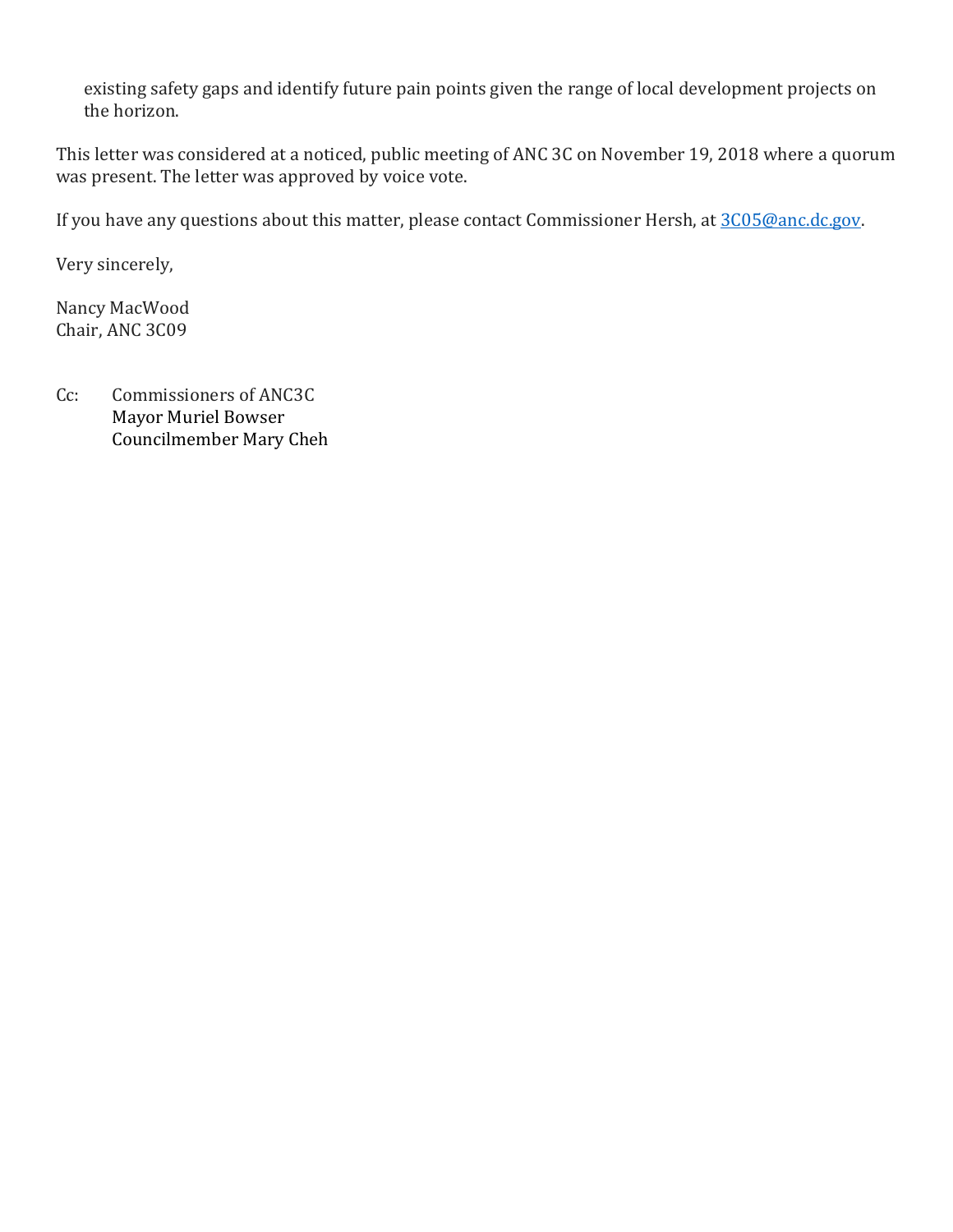existing safety gaps and identify future pain points given the range of local development projects on the horizon.

This letter was considered at a noticed, public meeting of ANC 3C on November 19, 2018 where a quorum was present. The letter was approved by voice vote.

If you have any questions about this matter, please contact Commissioner Hersh, at 3C05@anc.dc.gov.

Very sincerely,

Nancy MacWood
Chair, ANC 3C09

Cc: Commissioners of ANC3C
Mayor Muriel Bowser
Councilmember Mary Cheh